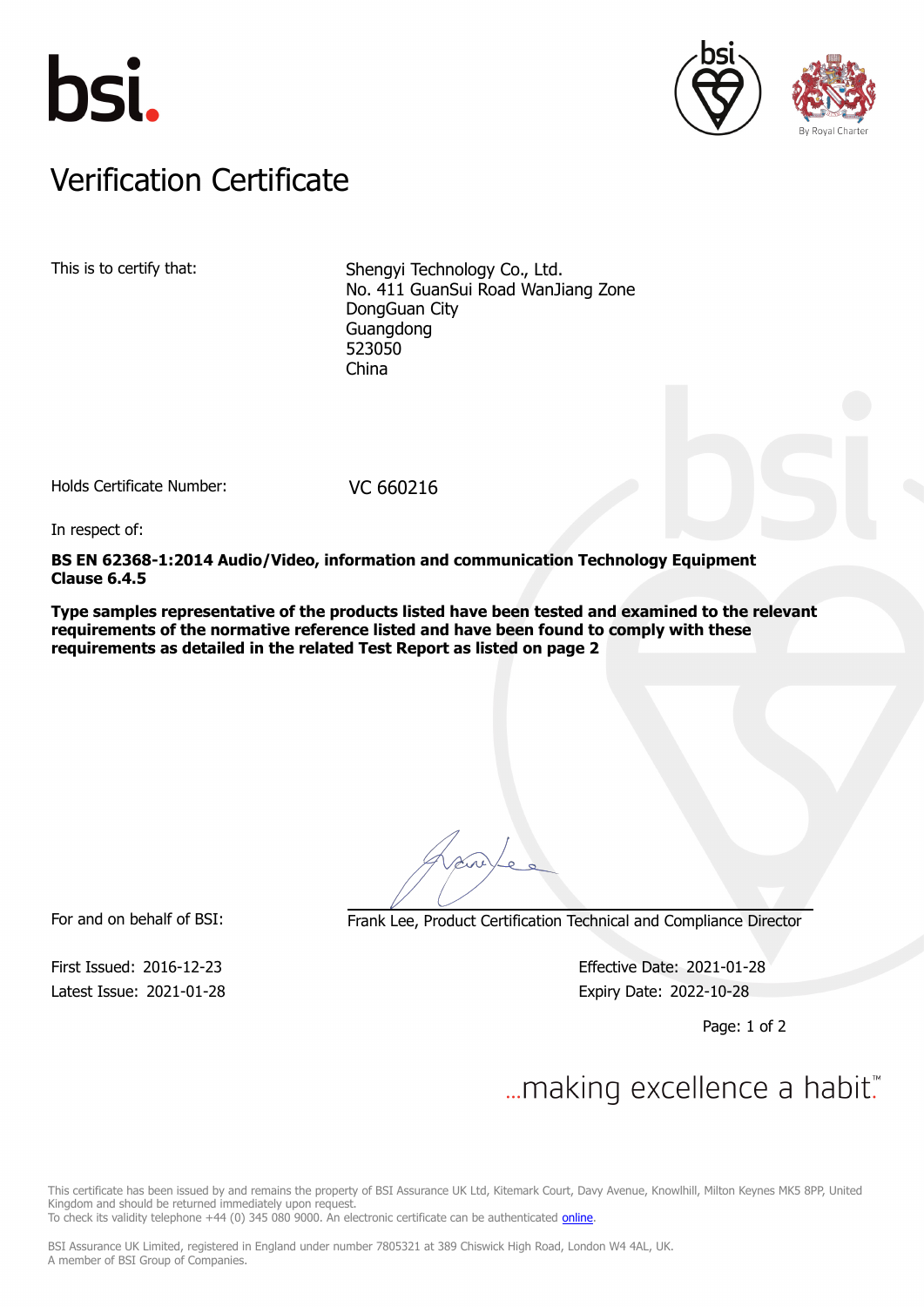# Verification Certificate

This is to certify that: Shengyi Technology Co., Ltd.
No. 411 GuanSui Road WanJiang Zone
DongGuan City
Guangdong
523050
China

Holds Certificate Number: VC 660216

In respect of:

**BS EN 62368-1:2014 Audio/Video, information and communication Technology Equipment Clause 6.4.5**

**Type samples representative of the products listed have been tested and examined to the relevant requirements of the normative reference listed and have been found to comply with these requirements as detailed in the related Test Report as listed on page 2**

For and on behalf of BSI: Frank Lee, Product Certification Technical and Compliance Director

First Issued: 2016-12-23
Latest Issue: 2021-01-28

Effective Date: 2021-01-28
Expiry Date: 2022-10-28

...making excellence a habit.™

This certificate has been issued by and remains the property of BSI Assurance UK Ltd, Kitemark Court, Davy Avenue, Knowlhill, Milton Keynes MK5 8PP, United Kingdom and should be returned immediately upon request.
To check its validity telephone +44 (0) 345 080 9000. An electronic certificate can be authenticated online.

BSI Assurance UK Limited, registered in England under number 7805321 at 389 Chiswick High Road, London W4 4AL, UK.
A member of BSI Group of Companies.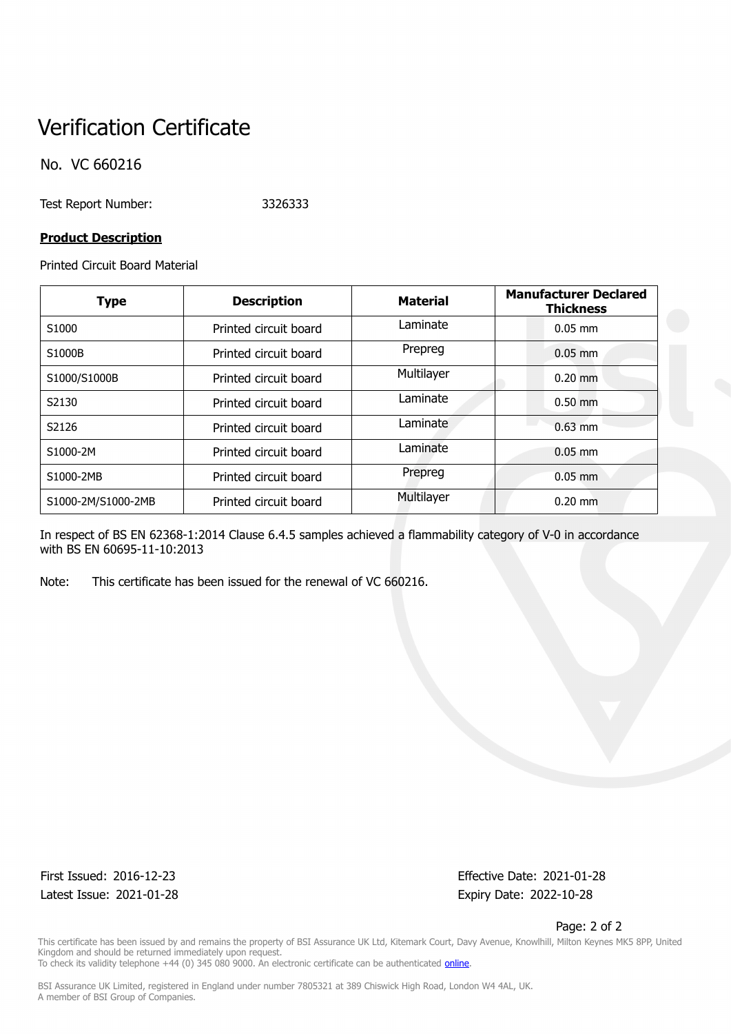# Verification Certificate

No. VC 660216

Test Report Number: 3326333

**Product Description**

Printed Circuit Board Material

| Type | Description | Material | Manufacturer Declared Thickness |
| --- | --- | --- | --- |
| S1000 | Printed circuit board | Laminate | 0.05 mm |
| S1000B | Printed circuit board | Prepreg | 0.05 mm |
| S1000/S1000B | Printed circuit board | Multilayer | 0.20 mm |
| S2130 | Printed circuit board | Laminate | 0.50 mm |
| S2126 | Printed circuit board | Laminate | 0.63 mm |
| S1000-2M | Printed circuit board | Laminate | 0.05 mm |
| S1000-2MB | Printed circuit board | Prepreg | 0.05 mm |
| S1000-2M/S1000-2MB | Printed circuit board | Multilayer | 0.20 mm |

In respect of BS EN 62368-1:2014 Clause 6.4.5 samples achieved a flammability category of V-0 in accordance with BS EN 60695-11-10:2013

Note: This certificate has been issued for the renewal of VC 660216.

First Issued: 2016-12-23
Latest Issue: 2021-01-28

Effective Date: 2021-01-28
Expiry Date: 2022-10-28

This certificate has been issued by and remains the property of BSI Assurance UK Ltd, Kitemark Court, Davy Avenue, Knowlhill, Milton Keynes MK5 8PP, United Kingdom and should be returned immediately upon request.
To check its validity telephone +44 (0) 345 080 9000. An electronic certificate can be authenticated online.

BSI Assurance UK Limited, registered in England under number 7805321 at 389 Chiswick High Road, London W4 4AL, UK.
A member of BSI Group of Companies.